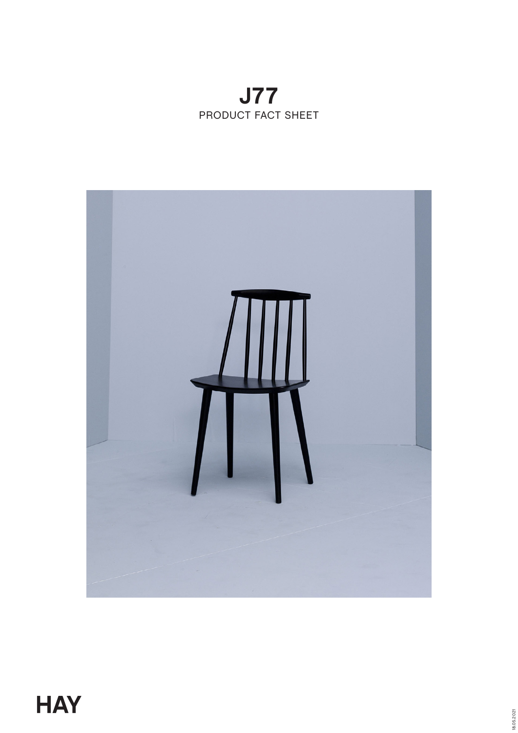# J77

PRODUCT FACT SHEET

HAY

18.05.2021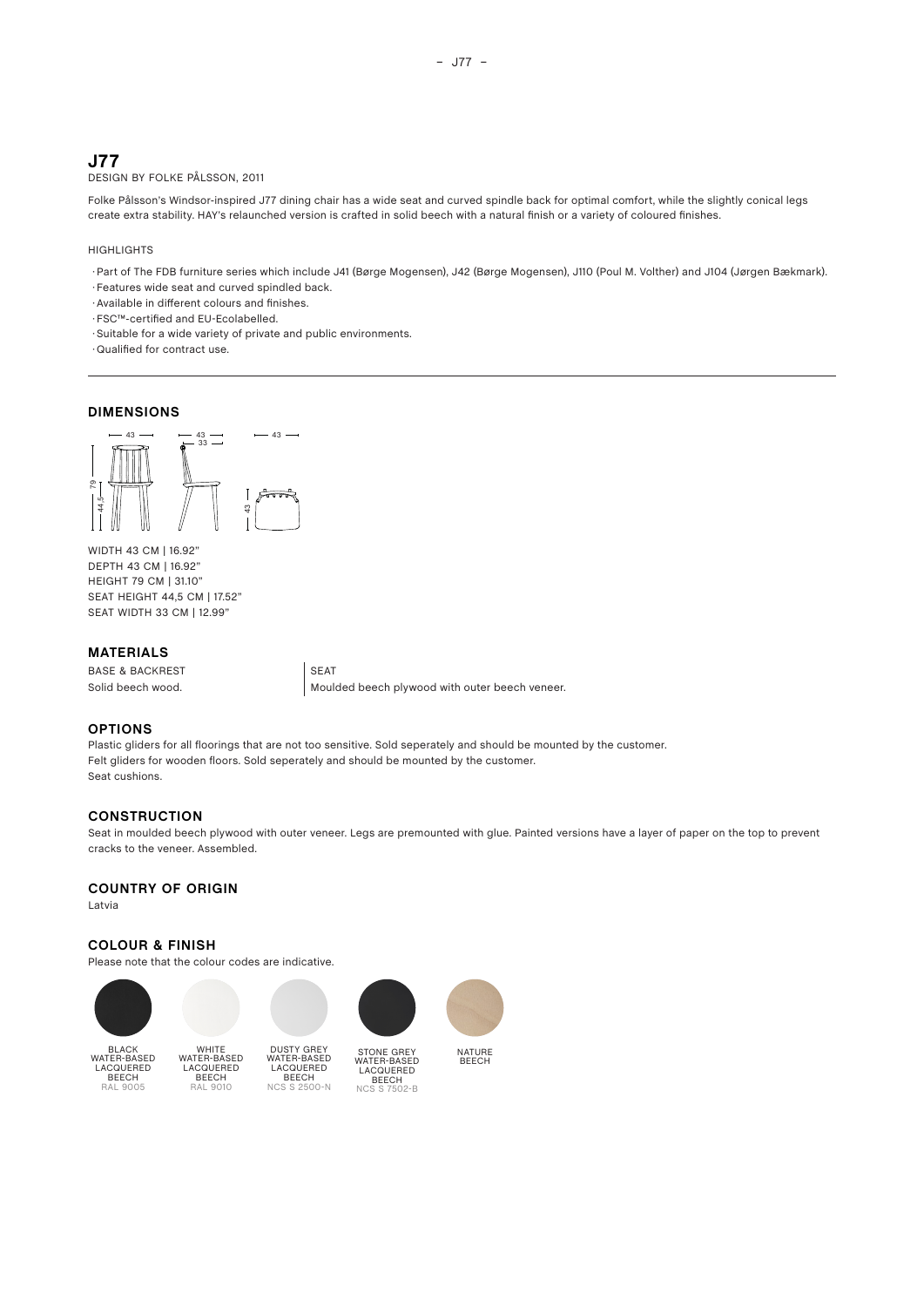# J77

DESIGN BY FOLKE PÅLSSON, 2011

Folke Pålsson's Windsor-inspired J77 dining chair has a wide seat and curved spindle back for optimal comfort, while the slightly conical legs create extra stability. HAY's relaunched version is crafted in solid beech with a natural finish or a variety of coloured finishes.

HIGHLIGHTS

- Part of The FDB furniture series which include J41 (Børge Mogensen), J42 (Børge Mogensen), J110 (Poul M. Volther) and J104 (Jørgen Bækmark).
- Features wide seat and curved spindled back.
- Available in different colours and finishes.
- FSC™-certified and EU-Ecolabelled.
- Suitable for a wide variety of private and public environments.
- Qualified for contract use.

## DIMENSIONS

WIDTH 43 CM | 16.92"
DEPTH 43 CM | 16.92"
HEIGHT 79 CM | 31.10"
SEAT HEIGHT 44,5 CM | 17.52"
SEAT WIDTH 33 CM | 12.99"

## MATERIALS

BASE & BACKREST
Solid beech wood.

SEAT
Moulded beech plywood with outer beech veneer.

## OPTIONS

Plastic gliders for all floorings that are not too sensitive. Sold seperately and should be mounted by the customer.
Felt gliders for wooden floors. Sold seperately and should be mounted by the customer.
Seat cushions.

## CONSTRUCTION

Seat in moulded beech plywood with outer veneer. Legs are premounted with glue. Painted versions have a layer of paper on the top to prevent cracks to the veneer. Assembled.

## COUNTRY OF ORIGIN

Latvia

## COLOUR & FINISH

Please note that the colour codes are indicative.

- BLACK WATER-BASED LACQUERED BEECH RAL 9005
- WHITE WATER-BASED LACQUERED BEECH RAL 9010
- DUSTY GREY WATER-BASED LACQUERED BEECH NCS S 2500-N
- STONE GREY WATER-BASED LACQUERED BEECH NCS S 7502-B
- NATURE BEECH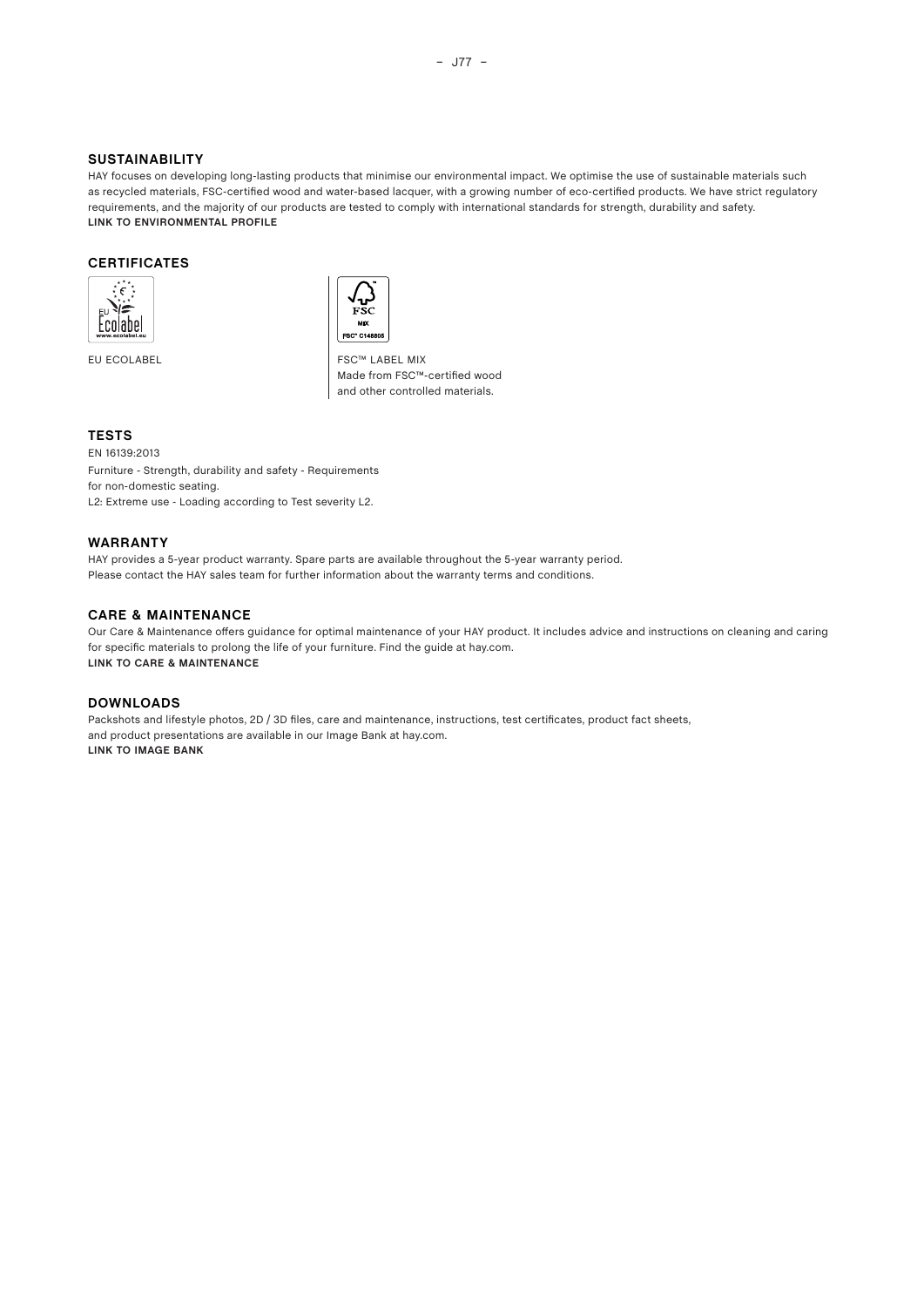## SUSTAINABILITY

HAY focuses on developing long-lasting products that minimise our environmental impact. We optimise the use of sustainable materials such as recycled materials, FSC-certified wood and water-based lacquer, with a growing number of eco-certified products. We have strict regulatory requirements, and the majority of our products are tested to comply with international standards for strength, durability and safety.

**LINK TO ENVIRONMENTAL PROFILE**

## CERTIFICATES

EU ECOLABEL

FSC™ LABEL MIX
Made from FSC™-certified wood and other controlled materials.

## TESTS

EN 16139:2013
Furniture - Strength, durability and safety - Requirements for non-domestic seating.
L2: Extreme use - Loading according to Test severity L2.

## WARRANTY

HAY provides a 5-year product warranty. Spare parts are available throughout the 5-year warranty period.
Please contact the HAY sales team for further information about the warranty terms and conditions.

## CARE & MAINTENANCE

Our Care & Maintenance offers guidance for optimal maintenance of your HAY product. It includes advice and instructions on cleaning and caring for specific materials to prolong the life of your furniture. Find the guide at hay.com.

**LINK TO CARE & MAINTENANCE**

## DOWNLOADS

Packshots and lifestyle photos, 2D / 3D files, care and maintenance, instructions, test certificates, product fact sheets, and product presentations are available in our Image Bank at hay.com.

**LINK TO IMAGE BANK**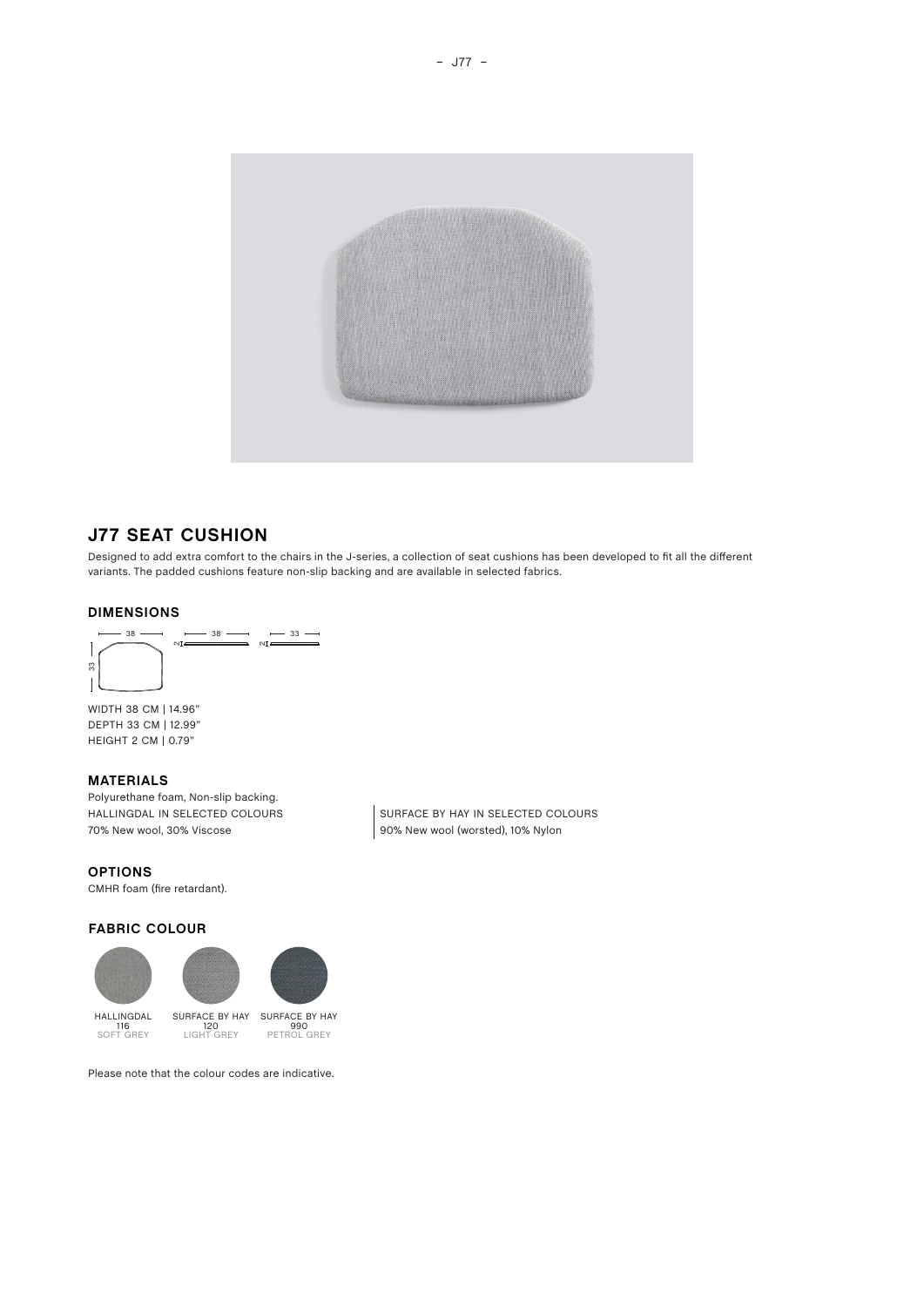## J77 SEAT CUSHION

Designed to add extra comfort to the chairs in the J-series, a collection of seat cushions has been developed to fit all the different variants. The padded cushions feature non-slip backing and are available in selected fabrics.

### DIMENSIONS

38
33
38
2
33
2

WIDTH 38 CM | 14.96"
DEPTH 33 CM | 12.99"
HEIGHT 2 CM | 0.79"

### MATERIALS

Polyurethane foam, Non-slip backing.
HALLINGDAL IN SELECTED COLOURS
70% New wool, 30% Viscose

SURFACE BY HAY IN SELECTED COLOURS
90% New wool (worsted), 10% Nylon

### OPTIONS

CMHR foam (fire retardant).

### FABRIC COLOUR

HALLINGDAL 116 SOFT GREY

SURFACE BY HAY 120 LIGHT GREY

SURFACE BY HAY 990 PETROL GREY

Please note that the colour codes are indicative.